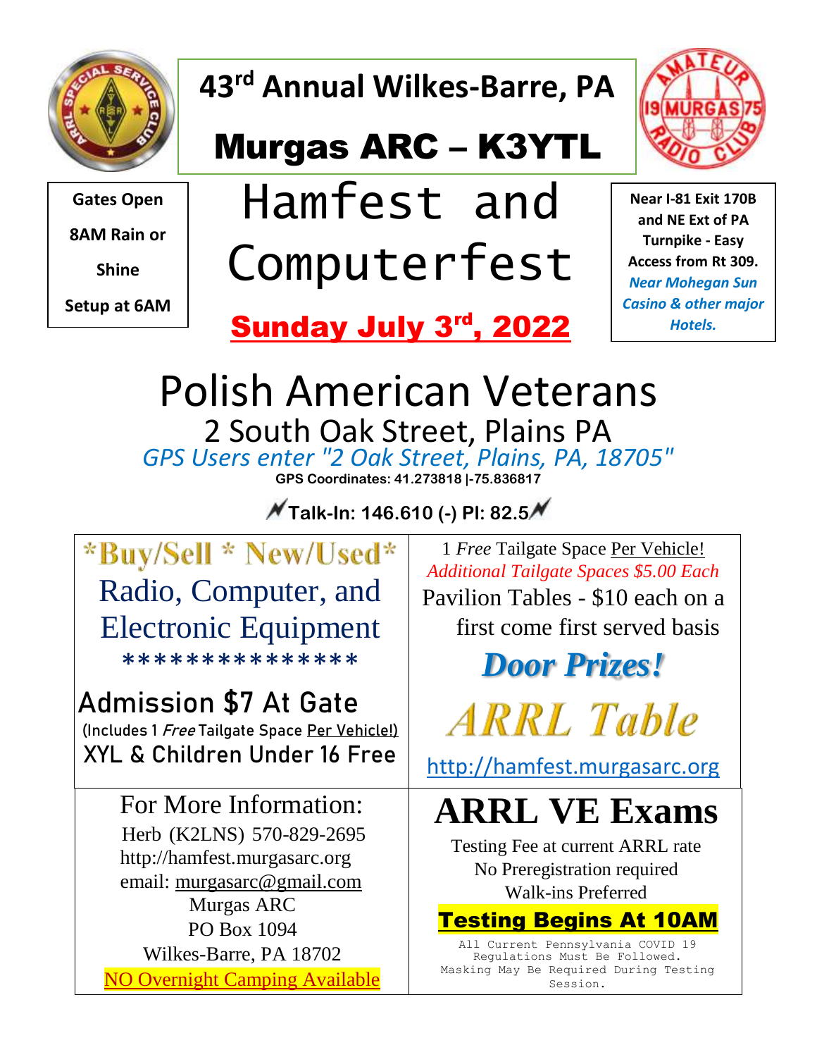# 43rd Annual Wilkes-Barre, PA

# Murgas ARC – K3YTL

**Gates Open 8AM Rain or Shine**

**Setup at 6AM**

# Hamfest and Computerfest

**Sunday July 3rd, 2022**

**Near I-81 Exit 170B and NE Ext of PA Turnpike - Easy Access from Rt 309.** ***Near Mohegan Sun Casino & other major Hotels.***

# Polish American Veterans

## 2 South Oak Street, Plains PA

*GPS Users enter "2 Oak Street, Plains, PA, 18705"*

**GPS Coordinates: 41.273818 |-75.836817**

**Talk-In: 146.610 (-) PI: 82.5**

**\*Buy/Sell \* New/Used\***

Radio, Computer, and Electronic Equipment

***************

**Admission $7 At Gate**

(Includes 1 *Free* Tailgate Space Per Vehicle!)

**XYL & Children Under 16 Free**

1 *Free* Tailgate Space Per Vehicle!

*Additional Tailgate Spaces $5.00 Each*

Pavilion Tables - $10 each on a first come first served basis

***Door Prizes!***

***ARRL Table***

http://hamfest.murgasarc.org

For More Information:

Herb (K2LNS) 570-829-2695

http://hamfest.murgasarc.org

email: murgasarc@gmail.com

Murgas ARC

PO Box 1094

Wilkes-Barre, PA 18702

NO Overnight Camping Available

# ARRL VE Exams

Testing Fee at current ARRL rate

No Preregistration required

Walk-ins Preferred

**Testing Begins At 10AM**

All Current Pennsylvania COVID 19 Regulations Must Be Followed. Masking May Be Required During Testing Session.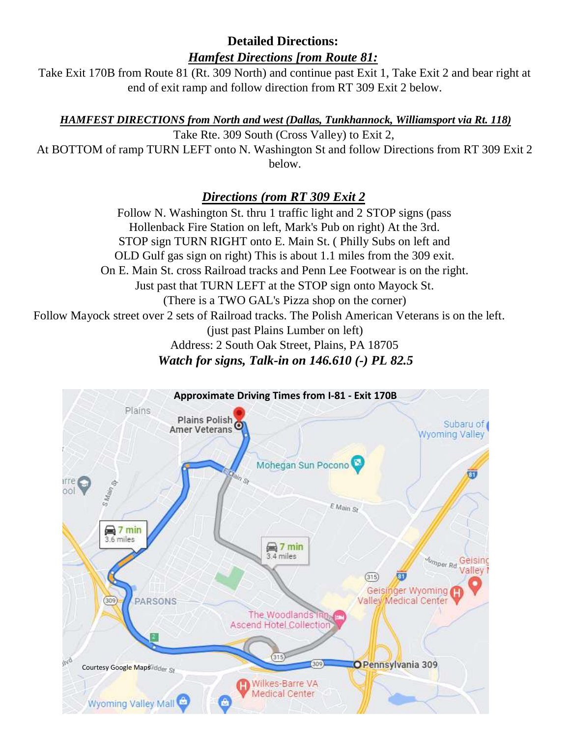## Detailed Directions:

### *Hamfest Directions [rom Route 81:*

Take Exit 170B from Route 81 (Rt. 309 North) and continue past Exit 1, Take Exit 2 and bear right at end of exit ramp and follow direction from RT 309 Exit 2 below.

#### *HAMFEST DIRECTIONS from North and west (Dallas, Tunkhannock, Williamsport via Rt. 118)*

Take Rte. 309 South (Cross Valley) to Exit 2,
At BOTTOM of ramp TURN LEFT onto N. Washington St and follow Directions from RT 309 Exit 2 below.

### *Directions (rom RT 309 Exit 2*

Follow N. Washington St. thru 1 traffic light and 2 STOP signs (pass Hollenback Fire Station on left, Mark's Pub on right) At the 3rd. STOP sign TURN RIGHT onto E. Main St. ( Philly Subs on left and OLD Gulf gas sign on right) This is about 1.1 miles from the 309 exit.
On E. Main St. cross Railroad tracks and Penn Lee Footwear is on the right.
Just past that TURN LEFT at the STOP sign onto Mayock St.
(There is a TWO GAL's Pizza shop on the corner)
Follow Mayock street over 2 sets of Railroad tracks. The Polish American Veterans is on the left.
(just past Plains Lumber on left)
Address: 2 South Oak Street, Plains, PA 18705

***Watch for signs, Talk-in on 146.610 (-) PL 82.5***

**Approximate Driving Times from I-81 - Exit 170B**

Plains Polish Amer Veterans
7 min
3.6 miles
7 min
3.4 miles
Pennsylvania 309
Courtesy Google Maps